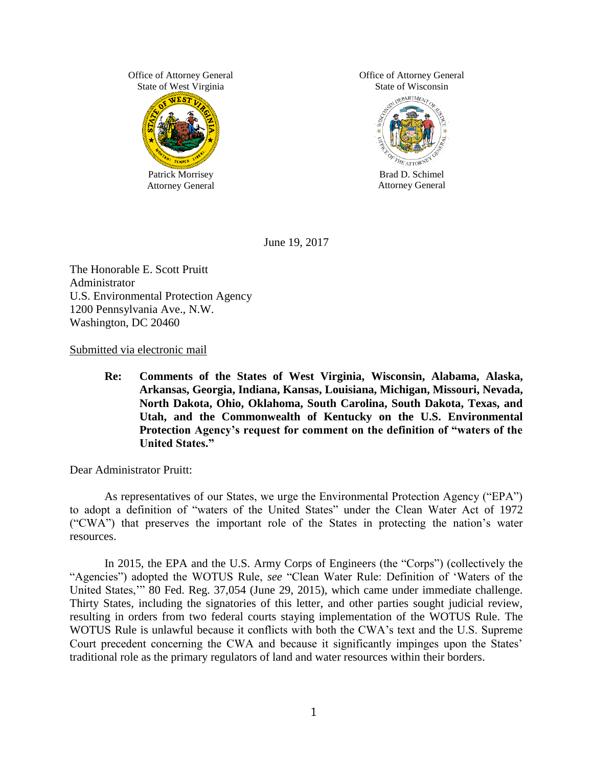Office of Attorney General
State of West Virginia

Patrick Morrisey
Attorney General

Office of Attorney General
State of Wisconsin

Brad D. Schimel
Attorney General

June 19, 2017

The Honorable E. Scott Pruitt
Administrator
U.S. Environmental Protection Agency
1200 Pennsylvania Ave., N.W.
Washington, DC 20460

Submitted via electronic mail

**Re: Comments of the States of West Virginia, Wisconsin, Alabama, Alaska, Arkansas, Georgia, Indiana, Kansas, Louisiana, Michigan, Missouri, Nevada, North Dakota, Ohio, Oklahoma, South Carolina, South Dakota, Texas, and Utah, and the Commonwealth of Kentucky on the U.S. Environmental Protection Agency's request for comment on the definition of "waters of the United States."**

Dear Administrator Pruitt:

As representatives of our States, we urge the Environmental Protection Agency ("EPA") to adopt a definition of "waters of the United States" under the Clean Water Act of 1972 ("CWA") that preserves the important role of the States in protecting the nation's water resources.

In 2015, the EPA and the U.S. Army Corps of Engineers (the "Corps") (collectively the "Agencies") adopted the WOTUS Rule, *see* "Clean Water Rule: Definition of 'Waters of the United States,'" 80 Fed. Reg. 37,054 (June 29, 2015), which came under immediate challenge. Thirty States, including the signatories of this letter, and other parties sought judicial review, resulting in orders from two federal courts staying implementation of the WOTUS Rule. The WOTUS Rule is unlawful because it conflicts with both the CWA's text and the U.S. Supreme Court precedent concerning the CWA and because it significantly impinges upon the States' traditional role as the primary regulators of land and water resources within their borders.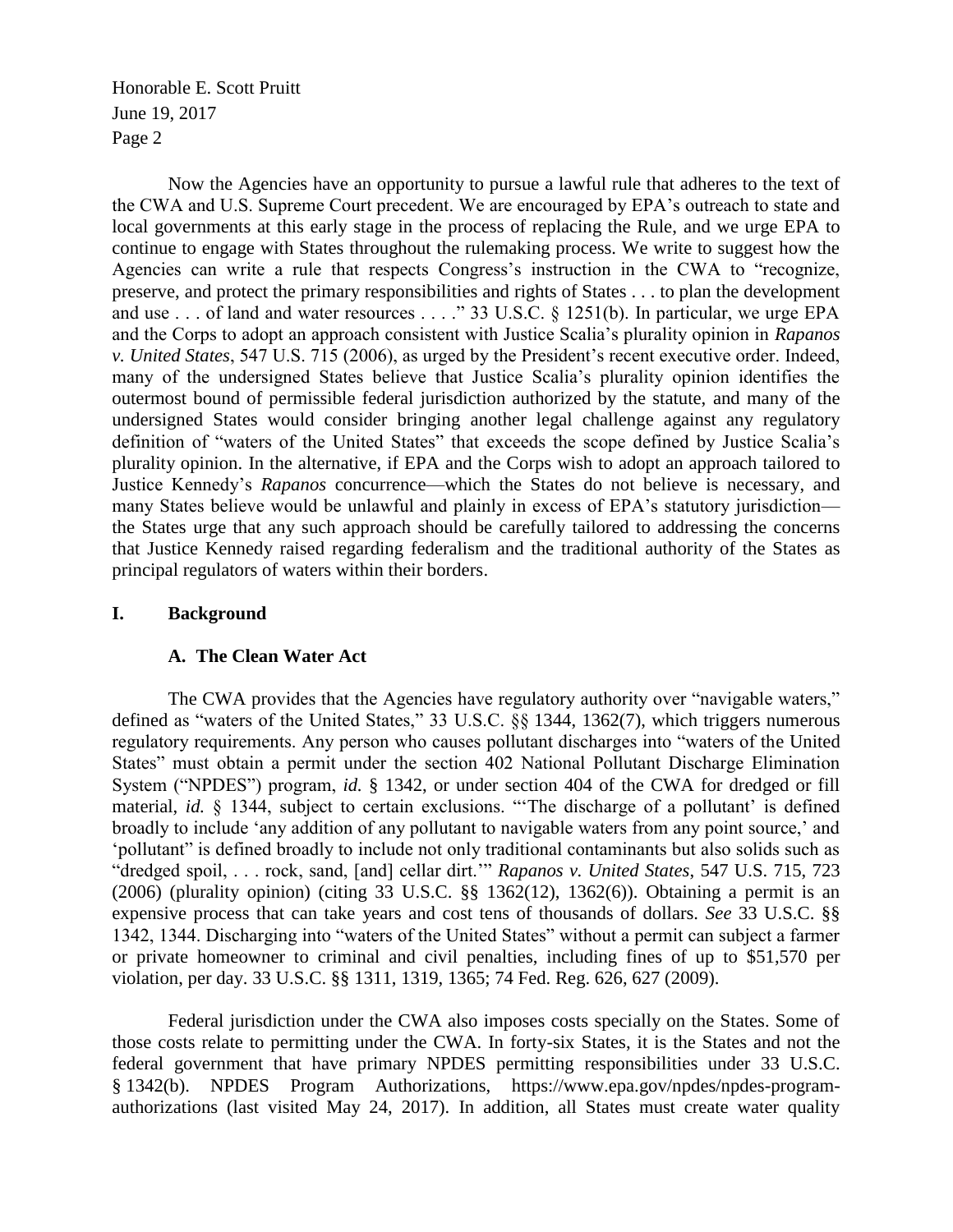Now the Agencies have an opportunity to pursue a lawful rule that adheres to the text of the CWA and U.S. Supreme Court precedent. We are encouraged by EPA's outreach to state and local governments at this early stage in the process of replacing the Rule, and we urge EPA to continue to engage with States throughout the rulemaking process. We write to suggest how the Agencies can write a rule that respects Congress's instruction in the CWA to "recognize, preserve, and protect the primary responsibilities and rights of States . . . to plan the development and use . . . of land and water resources . . . ." 33 U.S.C. § 1251(b). In particular, we urge EPA and the Corps to adopt an approach consistent with Justice Scalia's plurality opinion in *Rapanos v. United States*, 547 U.S. 715 (2006), as urged by the President's recent executive order. Indeed, many of the undersigned States believe that Justice Scalia's plurality opinion identifies the outermost bound of permissible federal jurisdiction authorized by the statute, and many of the undersigned States would consider bringing another legal challenge against any regulatory definition of "waters of the United States" that exceeds the scope defined by Justice Scalia's plurality opinion. In the alternative, if EPA and the Corps wish to adopt an approach tailored to Justice Kennedy's *Rapanos* concurrence—which the States do not believe is necessary, and many States believe would be unlawful and plainly in excess of EPA's statutory jurisdiction—the States urge that any such approach should be carefully tailored to addressing the concerns that Justice Kennedy raised regarding federalism and the traditional authority of the States as principal regulators of waters within their borders.

## I. Background

### A. The Clean Water Act

The CWA provides that the Agencies have regulatory authority over "navigable waters," defined as "waters of the United States," 33 U.S.C. §§ 1344, 1362(7), which triggers numerous regulatory requirements. Any person who causes pollutant discharges into "waters of the United States" must obtain a permit under the section 402 National Pollutant Discharge Elimination System ("NPDES") program, *id.* § 1342, or under section 404 of the CWA for dredged or fill material, *id.* § 1344, subject to certain exclusions. "'The discharge of a pollutant' is defined broadly to include 'any addition of any pollutant to navigable waters from any point source,' and 'pollutant" is defined broadly to include not only traditional contaminants but also solids such as "dredged spoil, . . . rock, sand, [and] cellar dirt.'" *Rapanos v. United States*, 547 U.S. 715, 723 (2006) (plurality opinion) (citing 33 U.S.C. §§ 1362(12), 1362(6)). Obtaining a permit is an expensive process that can take years and cost tens of thousands of dollars. *See* 33 U.S.C. §§ 1342, 1344. Discharging into "waters of the United States" without a permit can subject a farmer or private homeowner to criminal and civil penalties, including fines of up to $51,570 per violation, per day. 33 U.S.C. §§ 1311, 1319, 1365; 74 Fed. Reg. 626, 627 (2009).

Federal jurisdiction under the CWA also imposes costs specially on the States. Some of those costs relate to permitting under the CWA. In forty-six States, it is the States and not the federal government that have primary NPDES permitting responsibilities under 33 U.S.C. § 1342(b). NPDES Program Authorizations, https://www.epa.gov/npdes/npdes-program-authorizations (last visited May 24, 2017). In addition, all States must create water quality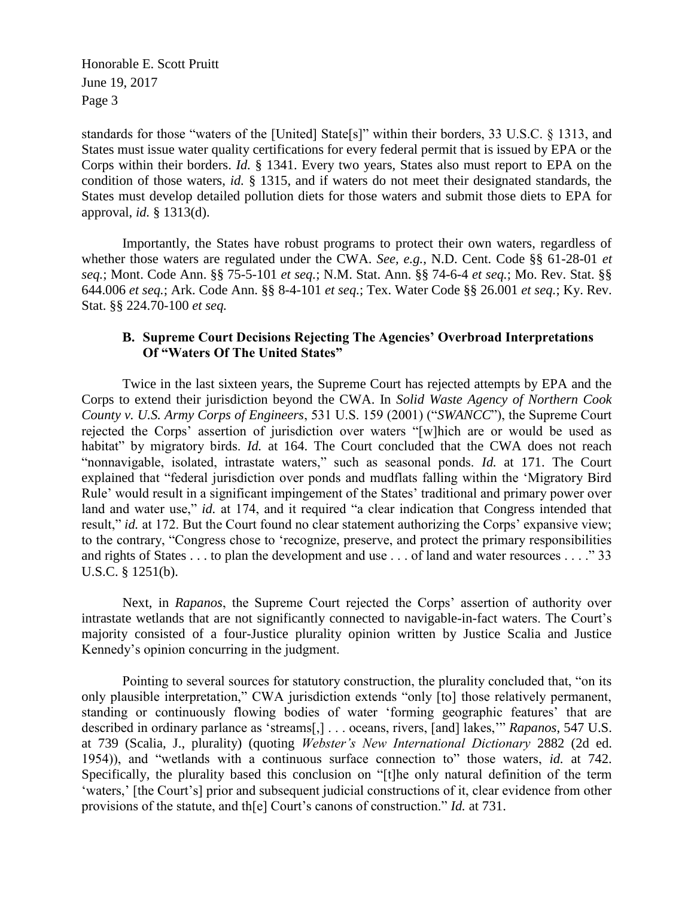standards for those "waters of the [United] State[s]" within their borders, 33 U.S.C. § 1313, and States must issue water quality certifications for every federal permit that is issued by EPA or the Corps within their borders. *Id.* § 1341. Every two years, States also must report to EPA on the condition of those waters, *id.* § 1315, and if waters do not meet their designated standards, the States must develop detailed pollution diets for those waters and submit those diets to EPA for approval, *id.* § 1313(d).

Importantly, the States have robust programs to protect their own waters, regardless of whether those waters are regulated under the CWA. *See, e.g.*, N.D. Cent. Code §§ 61-28-01 *et seq.*; Mont. Code Ann. §§ 75-5-101 *et seq.*; N.M. Stat. Ann. §§ 74-6-4 *et seq.*; Mo. Rev. Stat. §§ 644.006 *et seq.*; Ark. Code Ann. §§ 8-4-101 *et seq.*; Tex. Water Code §§ 26.001 *et seq.*; Ky. Rev. Stat. §§ 224.70-100 *et seq.*

### B. Supreme Court Decisions Rejecting The Agencies' Overbroad Interpretations Of "Waters Of The United States"

Twice in the last sixteen years, the Supreme Court has rejected attempts by EPA and the Corps to extend their jurisdiction beyond the CWA. In *Solid Waste Agency of Northern Cook County v. U.S. Army Corps of Engineers*, 531 U.S. 159 (2001) ("*SWANCC*"), the Supreme Court rejected the Corps' assertion of jurisdiction over waters "[w]hich are or would be used as habitat" by migratory birds. *Id.* at 164. The Court concluded that the CWA does not reach "nonnavigable, isolated, intrastate waters," such as seasonal ponds. *Id.* at 171. The Court explained that "federal jurisdiction over ponds and mudflats falling within the 'Migratory Bird Rule' would result in a significant impingement of the States' traditional and primary power over land and water use," *id.* at 174, and it required "a clear indication that Congress intended that result," *id.* at 172. But the Court found no clear statement authorizing the Corps' expansive view; to the contrary, "Congress chose to 'recognize, preserve, and protect the primary responsibilities and rights of States . . . to plan the development and use . . . of land and water resources . . . ." 33 U.S.C. § 1251(b).

Next, in *Rapanos*, the Supreme Court rejected the Corps' assertion of authority over intrastate wetlands that are not significantly connected to navigable-in-fact waters. The Court's majority consisted of a four-Justice plurality opinion written by Justice Scalia and Justice Kennedy's opinion concurring in the judgment.

Pointing to several sources for statutory construction, the plurality concluded that, "on its only plausible interpretation," CWA jurisdiction extends "only [to] those relatively permanent, standing or continuously flowing bodies of water 'forming geographic features' that are described in ordinary parlance as 'streams[,] . . . oceans, rivers, [and] lakes,'" *Rapanos*, 547 U.S. at 739 (Scalia, J., plurality) (quoting *Webster's New International Dictionary* 2882 (2d ed. 1954)), and "wetlands with a continuous surface connection to" those waters, *id.* at 742. Specifically, the plurality based this conclusion on "[t]he only natural definition of the term 'waters,' [the Court's] prior and subsequent judicial constructions of it, clear evidence from other provisions of the statute, and th[e] Court's canons of construction." *Id.* at 731.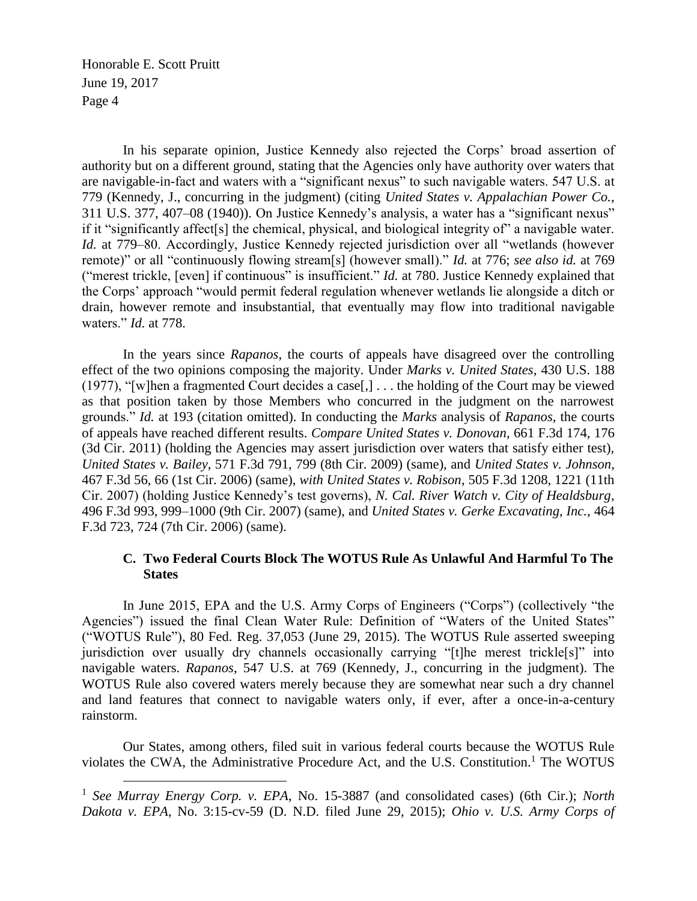In his separate opinion, Justice Kennedy also rejected the Corps' broad assertion of authority but on a different ground, stating that the Agencies only have authority over waters that are navigable-in-fact and waters with a "significant nexus" to such navigable waters. 547 U.S. at 779 (Kennedy, J., concurring in the judgment) (citing *United States v. Appalachian Power Co.*, 311 U.S. 377, 407–08 (1940)). On Justice Kennedy's analysis, a water has a "significant nexus" if it "significantly affect[s] the chemical, physical, and biological integrity of" a navigable water. *Id.* at 779–80. Accordingly, Justice Kennedy rejected jurisdiction over all "wetlands (however remote)" or all "continuously flowing stream[s] (however small)." *Id.* at 776; *see also id.* at 769 ("merest trickle, [even] if continuous" is insufficient." *Id.* at 780. Justice Kennedy explained that the Corps' approach "would permit federal regulation whenever wetlands lie alongside a ditch or drain, however remote and insubstantial, that eventually may flow into traditional navigable waters." *Id.* at 778.

In the years since *Rapanos*, the courts of appeals have disagreed over the controlling effect of the two opinions composing the majority. Under *Marks v. United States*, 430 U.S. 188 (1977), "[w]hen a fragmented Court decides a case[,] . . . the holding of the Court may be viewed as that position taken by those Members who concurred in the judgment on the narrowest grounds." *Id.* at 193 (citation omitted). In conducting the *Marks* analysis of *Rapanos*, the courts of appeals have reached different results. *Compare United States v. Donovan*, 661 F.3d 174, 176 (3d Cir. 2011) (holding the Agencies may assert jurisdiction over waters that satisfy either test), *United States v. Bailey*, 571 F.3d 791, 799 (8th Cir. 2009) (same), and *United States v. Johnson*, 467 F.3d 56, 66 (1st Cir. 2006) (same), *with United States v. Robison*, 505 F.3d 1208, 1221 (11th Cir. 2007) (holding Justice Kennedy's test governs), *N. Cal. River Watch v. City of Healdsburg*, 496 F.3d 993, 999–1000 (9th Cir. 2007) (same), and *United States v. Gerke Excavating, Inc.*, 464 F.3d 723, 724 (7th Cir. 2006) (same).

### C. Two Federal Courts Block The WOTUS Rule As Unlawful And Harmful To The States

In June 2015, EPA and the U.S. Army Corps of Engineers ("Corps") (collectively "the Agencies") issued the final Clean Water Rule: Definition of "Waters of the United States" ("WOTUS Rule"), 80 Fed. Reg. 37,053 (June 29, 2015). The WOTUS Rule asserted sweeping jurisdiction over usually dry channels occasionally carrying "[t]he merest trickle[s]" into navigable waters. *Rapanos*, 547 U.S. at 769 (Kennedy, J., concurring in the judgment). The WOTUS Rule also covered waters merely because they are somewhat near such a dry channel and land features that connect to navigable waters only, if ever, after a once-in-a-century rainstorm.

Our States, among others, filed suit in various federal courts because the WOTUS Rule violates the CWA, the Administrative Procedure Act, and the U.S. Constitution.[1] The WOTUS

[1] *See Murray Energy Corp. v. EPA*, No. 15-3887 (and consolidated cases) (6th Cir.); *North Dakota v. EPA*, No. 3:15-cv-59 (D. N.D. filed June 29, 2015); *Ohio v. U.S. Army Corps of*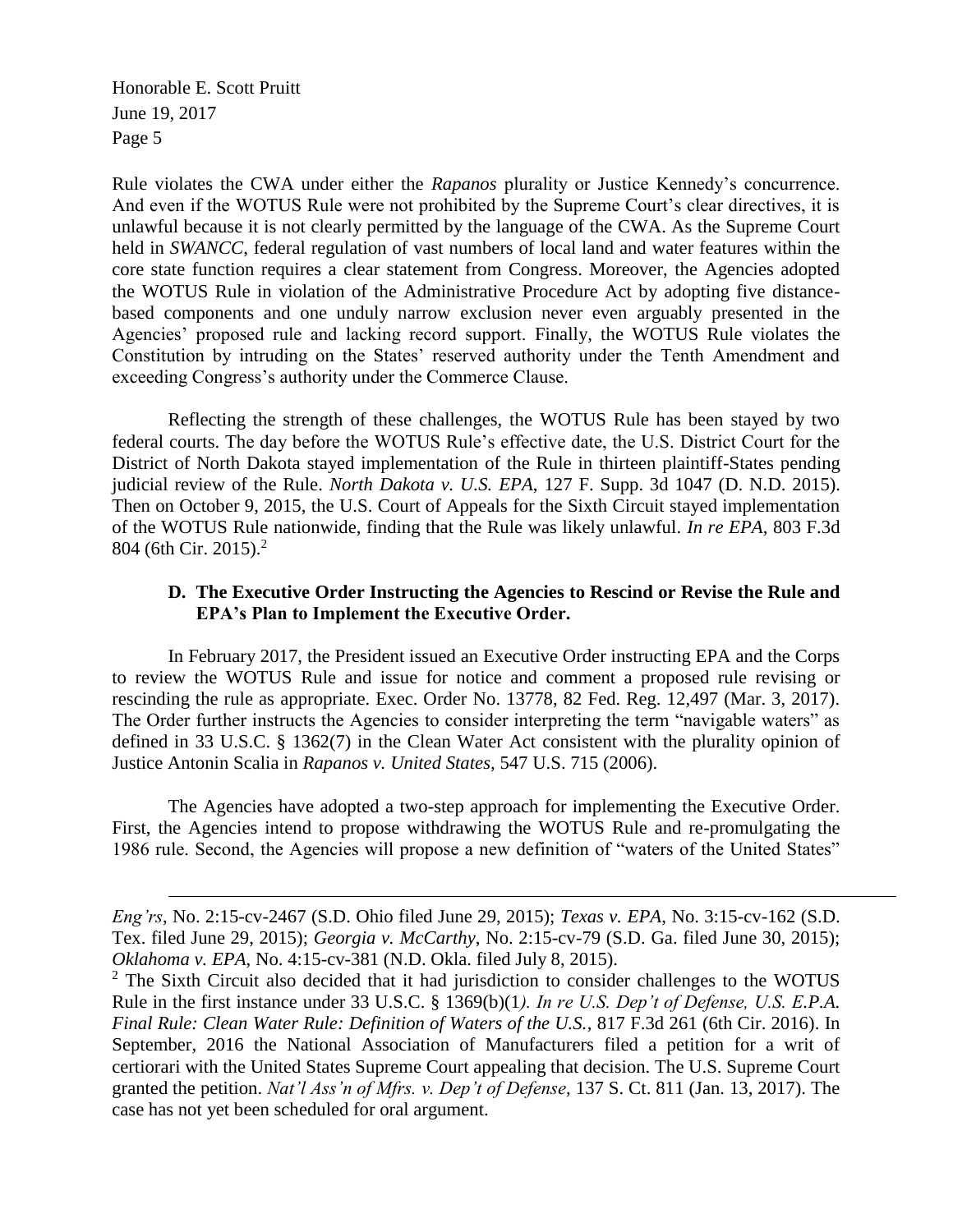Rule violates the CWA under either the *Rapanos* plurality or Justice Kennedy's concurrence. And even if the WOTUS Rule were not prohibited by the Supreme Court's clear directives, it is unlawful because it is not clearly permitted by the language of the CWA. As the Supreme Court held in *SWANCC*, federal regulation of vast numbers of local land and water features within the core state function requires a clear statement from Congress. Moreover, the Agencies adopted the WOTUS Rule in violation of the Administrative Procedure Act by adopting five distance-based components and one unduly narrow exclusion never even arguably presented in the Agencies' proposed rule and lacking record support. Finally, the WOTUS Rule violates the Constitution by intruding on the States' reserved authority under the Tenth Amendment and exceeding Congress's authority under the Commerce Clause.

Reflecting the strength of these challenges, the WOTUS Rule has been stayed by two federal courts. The day before the WOTUS Rule's effective date, the U.S. District Court for the District of North Dakota stayed implementation of the Rule in thirteen plaintiff-States pending judicial review of the Rule. *North Dakota v. U.S. EPA*, 127 F. Supp. 3d 1047 (D. N.D. 2015). Then on October 9, 2015, the U.S. Court of Appeals for the Sixth Circuit stayed implementation of the WOTUS Rule nationwide, finding that the Rule was likely unlawful. *In re EPA*, 803 F.3d 804 (6th Cir. 2015).[2]

### D. The Executive Order Instructing the Agencies to Rescind or Revise the Rule and EPA's Plan to Implement the Executive Order.

In February 2017, the President issued an Executive Order instructing EPA and the Corps to review the WOTUS Rule and issue for notice and comment a proposed rule revising or rescinding the rule as appropriate. Exec. Order No. 13778, 82 Fed. Reg. 12,497 (Mar. 3, 2017). The Order further instructs the Agencies to consider interpreting the term "navigable waters" as defined in 33 U.S.C. § 1362(7) in the Clean Water Act consistent with the plurality opinion of Justice Antonin Scalia in *Rapanos v. United States*, 547 U.S. 715 (2006).

The Agencies have adopted a two-step approach for implementing the Executive Order. First, the Agencies intend to propose withdrawing the WOTUS Rule and re-promulgating the 1986 rule. Second, the Agencies will propose a new definition of "waters of the United States"

---

*Eng'rs*, No. 2:15-cv-2467 (S.D. Ohio filed June 29, 2015); *Texas v. EPA*, No. 3:15-cv-162 (S.D. Tex. filed June 29, 2015); *Georgia v. McCarthy*, No. 2:15-cv-79 (S.D. Ga. filed June 30, 2015); *Oklahoma v. EPA*, No. 4:15-cv-381 (N.D. Okla. filed July 8, 2015).

[2] The Sixth Circuit also decided that it had jurisdiction to consider challenges to the WOTUS Rule in the first instance under 33 U.S.C. § 1369(b)(1). *In re U.S. Dep't of Defense, U.S. E.P.A. Final Rule: Clean Water Rule: Definition of Waters of the U.S.*, 817 F.3d 261 (6th Cir. 2016). In September, 2016 the National Association of Manufacturers filed a petition for a writ of certiorari with the United States Supreme Court appealing that decision. The U.S. Supreme Court granted the petition. *Nat'l Ass'n of Mfrs. v. Dep't of Defense*, 137 S. Ct. 811 (Jan. 13, 2017). The case has not yet been scheduled for oral argument.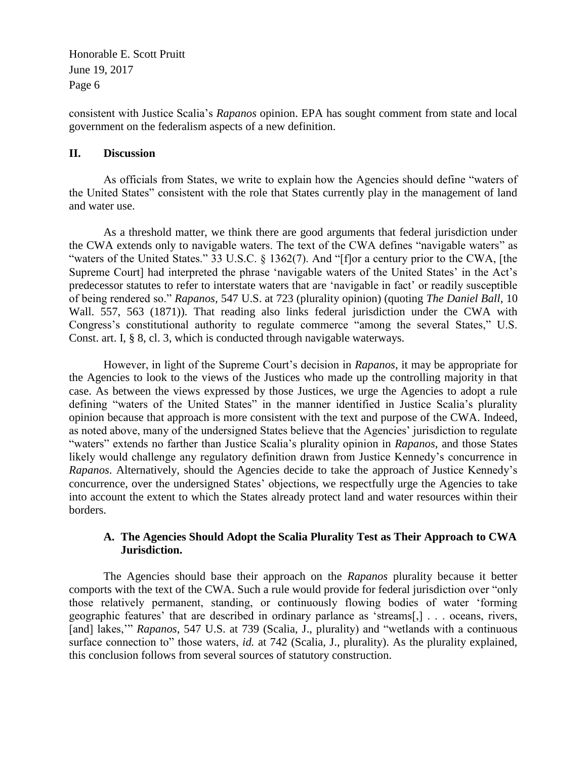consistent with Justice Scalia's *Rapanos* opinion. EPA has sought comment from state and local government on the federalism aspects of a new definition.

## II. Discussion

As officials from States, we write to explain how the Agencies should define "waters of the United States" consistent with the role that States currently play in the management of land and water use.

As a threshold matter, we think there are good arguments that federal jurisdiction under the CWA extends only to navigable waters. The text of the CWA defines "navigable waters" as "waters of the United States." 33 U.S.C. § 1362(7). And "[f]or a century prior to the CWA, [the Supreme Court] had interpreted the phrase 'navigable waters of the United States' in the Act's predecessor statutes to refer to interstate waters that are 'navigable in fact' or readily susceptible of being rendered so." *Rapanos*, 547 U.S. at 723 (plurality opinion) (quoting *The Daniel Ball*, 10 Wall. 557, 563 (1871)). That reading also links federal jurisdiction under the CWA with Congress's constitutional authority to regulate commerce "among the several States," U.S. Const. art. I, § 8, cl. 3, which is conducted through navigable waterways.

However, in light of the Supreme Court's decision in *Rapanos*, it may be appropriate for the Agencies to look to the views of the Justices who made up the controlling majority in that case. As between the views expressed by those Justices, we urge the Agencies to adopt a rule defining "waters of the United States" in the manner identified in Justice Scalia's plurality opinion because that approach is more consistent with the text and purpose of the CWA. Indeed, as noted above, many of the undersigned States believe that the Agencies' jurisdiction to regulate "waters" extends no farther than Justice Scalia's plurality opinion in *Rapanos*, and those States likely would challenge any regulatory definition drawn from Justice Kennedy's concurrence in *Rapanos*. Alternatively, should the Agencies decide to take the approach of Justice Kennedy's concurrence, over the undersigned States' objections, we respectfully urge the Agencies to take into account the extent to which the States already protect land and water resources within their borders.

### A. The Agencies Should Adopt the Scalia Plurality Test as Their Approach to CWA Jurisdiction.

The Agencies should base their approach on the *Rapanos* plurality because it better comports with the text of the CWA. Such a rule would provide for federal jurisdiction over "only those relatively permanent, standing, or continuously flowing bodies of water 'forming geographic features' that are described in ordinary parlance as 'streams[,] . . . oceans, rivers, [and] lakes,'" *Rapanos*, 547 U.S. at 739 (Scalia, J., plurality) and "wetlands with a continuous surface connection to" those waters, *id.* at 742 (Scalia, J., plurality). As the plurality explained, this conclusion follows from several sources of statutory construction.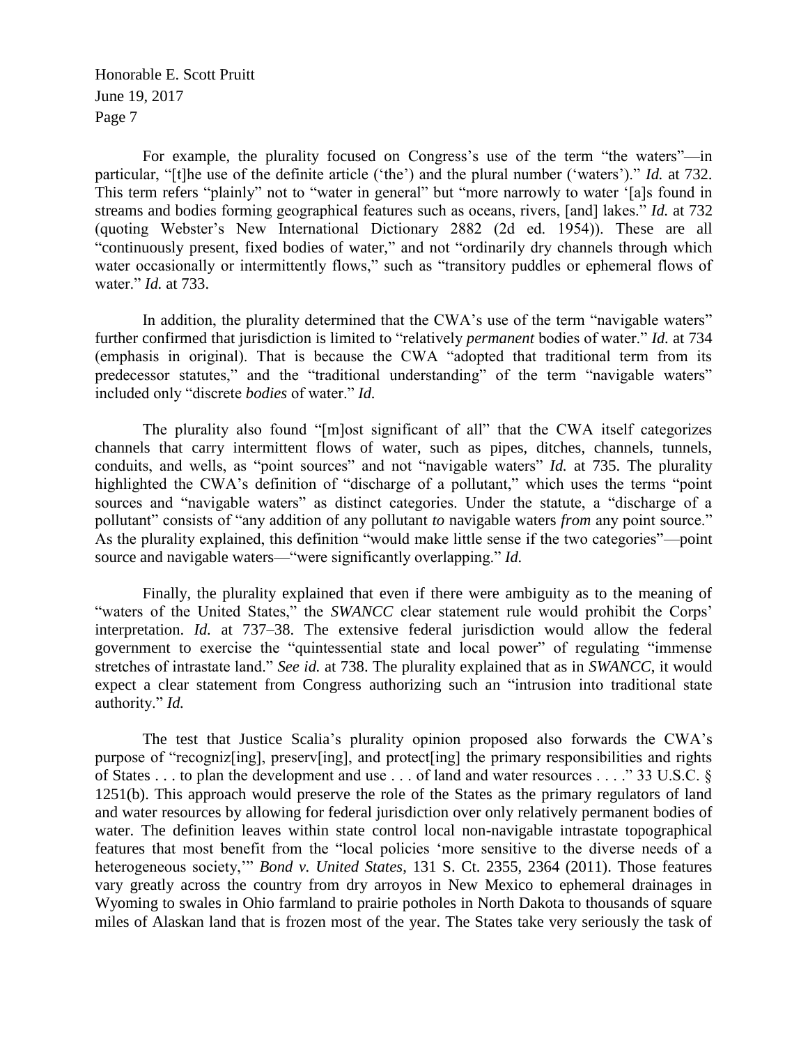For example, the plurality focused on Congress's use of the term "the waters"—in particular, "[t]he use of the definite article ('the') and the plural number ('waters')." *Id.* at 732. This term refers "plainly" not to "water in general" but "more narrowly to water '[a]s found in streams and bodies forming geographical features such as oceans, rivers, [and] lakes." *Id.* at 732 (quoting Webster's New International Dictionary 2882 (2d ed. 1954)). These are all "continuously present, fixed bodies of water," and not "ordinarily dry channels through which water occasionally or intermittently flows," such as "transitory puddles or ephemeral flows of water." *Id.* at 733.

In addition, the plurality determined that the CWA's use of the term "navigable waters" further confirmed that jurisdiction is limited to "relatively *permanent* bodies of water." *Id.* at 734 (emphasis in original). That is because the CWA "adopted that traditional term from its predecessor statutes," and the "traditional understanding" of the term "navigable waters" included only "discrete *bodies* of water." *Id.*

The plurality also found "[m]ost significant of all" that the CWA itself categorizes channels that carry intermittent flows of water, such as pipes, ditches, channels, tunnels, conduits, and wells, as "point sources" and not "navigable waters" *Id.* at 735. The plurality highlighted the CWA's definition of "discharge of a pollutant," which uses the terms "point sources and "navigable waters" as distinct categories. Under the statute, a "discharge of a pollutant" consists of "any addition of any pollutant *to* navigable waters *from* any point source." As the plurality explained, this definition "would make little sense if the two categories"—point source and navigable waters—"were significantly overlapping." *Id.*

Finally, the plurality explained that even if there were ambiguity as to the meaning of "waters of the United States," the *SWANCC* clear statement rule would prohibit the Corps' interpretation. *Id.* at 737–38. The extensive federal jurisdiction would allow the federal government to exercise the "quintessential state and local power" of regulating "immense stretches of intrastate land." *See id.* at 738. The plurality explained that as in *SWANCC*, it would expect a clear statement from Congress authorizing such an "intrusion into traditional state authority." *Id.*

The test that Justice Scalia's plurality opinion proposed also forwards the CWA's purpose of "recogniz[ing], preserv[ing], and protect[ing] the primary responsibilities and rights of States . . . to plan the development and use . . . of land and water resources . . . ." 33 U.S.C. § 1251(b). This approach would preserve the role of the States as the primary regulators of land and water resources by allowing for federal jurisdiction over only relatively permanent bodies of water. The definition leaves within state control local non-navigable intrastate topographical features that most benefit from the "local policies 'more sensitive to the diverse needs of a heterogeneous society,'" *Bond v. United States*, 131 S. Ct. 2355, 2364 (2011). Those features vary greatly across the country from dry arroyos in New Mexico to ephemeral drainages in Wyoming to swales in Ohio farmland to prairie potholes in North Dakota to thousands of square miles of Alaskan land that is frozen most of the year. The States take very seriously the task of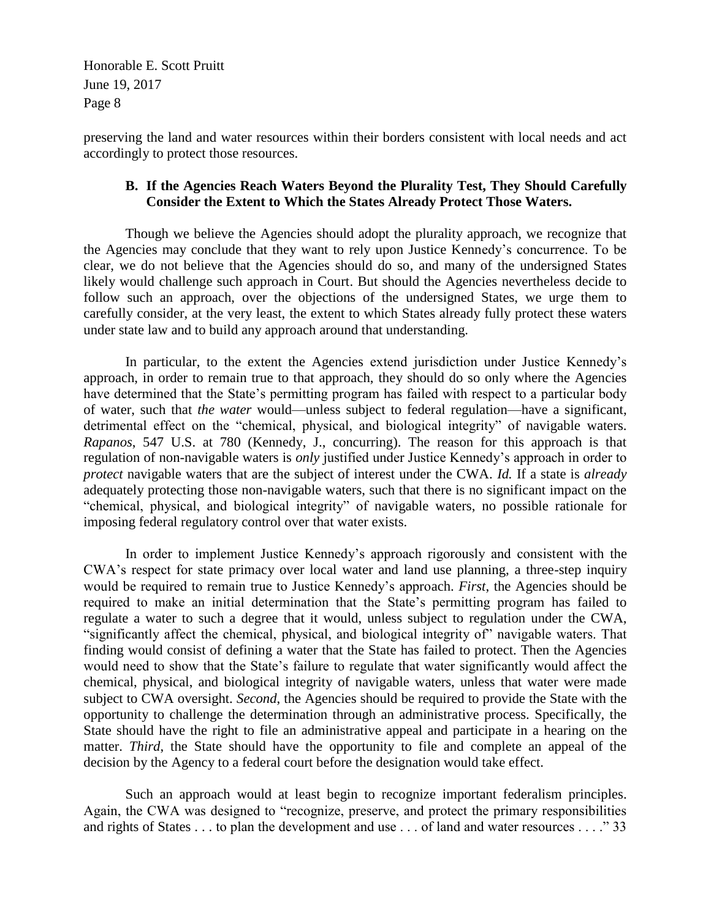preserving the land and water resources within their borders consistent with local needs and act accordingly to protect those resources.

### B. If the Agencies Reach Waters Beyond the Plurality Test, They Should Carefully Consider the Extent to Which the States Already Protect Those Waters.

Though we believe the Agencies should adopt the plurality approach, we recognize that the Agencies may conclude that they want to rely upon Justice Kennedy's concurrence. To be clear, we do not believe that the Agencies should do so, and many of the undersigned States likely would challenge such approach in Court. But should the Agencies nevertheless decide to follow such an approach, over the objections of the undersigned States, we urge them to carefully consider, at the very least, the extent to which States already fully protect these waters under state law and to build any approach around that understanding.

In particular, to the extent the Agencies extend jurisdiction under Justice Kennedy's approach, in order to remain true to that approach, they should do so only where the Agencies have determined that the State's permitting program has failed with respect to a particular body of water, such that *the water* would—unless subject to federal regulation—have a significant, detrimental effect on the "chemical, physical, and biological integrity" of navigable waters. *Rapanos*, 547 U.S. at 780 (Kennedy, J., concurring). The reason for this approach is that regulation of non-navigable waters is *only* justified under Justice Kennedy's approach in order to *protect* navigable waters that are the subject of interest under the CWA. *Id.* If a state is *already* adequately protecting those non-navigable waters, such that there is no significant impact on the "chemical, physical, and biological integrity" of navigable waters, no possible rationale for imposing federal regulatory control over that water exists.

In order to implement Justice Kennedy's approach rigorously and consistent with the CWA's respect for state primacy over local water and land use planning, a three-step inquiry would be required to remain true to Justice Kennedy's approach. *First*, the Agencies should be required to make an initial determination that the State's permitting program has failed to regulate a water to such a degree that it would, unless subject to regulation under the CWA, "significantly affect the chemical, physical, and biological integrity of" navigable waters. That finding would consist of defining a water that the State has failed to protect. Then the Agencies would need to show that the State's failure to regulate that water significantly would affect the chemical, physical, and biological integrity of navigable waters, unless that water were made subject to CWA oversight. *Second*, the Agencies should be required to provide the State with the opportunity to challenge the determination through an administrative process. Specifically, the State should have the right to file an administrative appeal and participate in a hearing on the matter. *Third*, the State should have the opportunity to file and complete an appeal of the decision by the Agency to a federal court before the designation would take effect.

Such an approach would at least begin to recognize important federalism principles. Again, the CWA was designed to "recognize, preserve, and protect the primary responsibilities and rights of States . . . to plan the development and use . . . of land and water resources . . . ." 33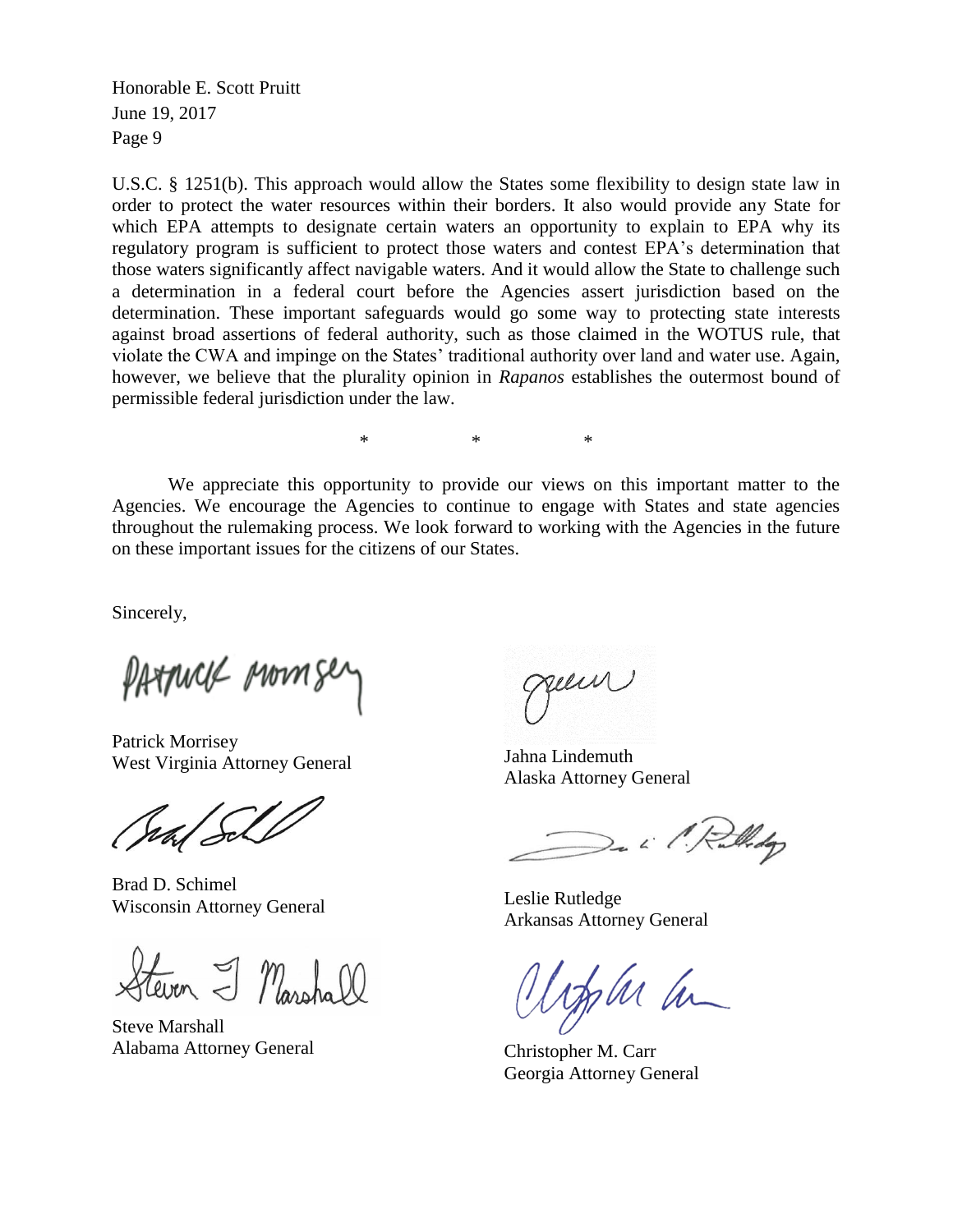U.S.C. § 1251(b). This approach would allow the States some flexibility to design state law in order to protect the water resources within their borders. It also would provide any State for which EPA attempts to designate certain waters an opportunity to explain to EPA why its regulatory program is sufficient to protect those waters and contest EPA's determination that those waters significantly affect navigable waters. And it would allow the State to challenge such a determination in a federal court before the Agencies assert jurisdiction based on the determination. These important safeguards would go some way to protecting state interests against broad assertions of federal authority, such as those claimed in the WOTUS rule, that violate the CWA and impinge on the States' traditional authority over land and water use. Again, however, we believe that the plurality opinion in *Rapanos* establishes the outermost bound of permissible federal jurisdiction under the law.

\* \* \*

We appreciate this opportunity to provide our views on this important matter to the Agencies. We encourage the Agencies to continue to engage with States and state agencies throughout the rulemaking process. We look forward to working with the Agencies in the future on these important issues for the citizens of our States.

Sincerely,

Patrick Morrisey
West Virginia Attorney General

Jahna Lindemuth
Alaska Attorney General

Brad D. Schimel
Wisconsin Attorney General

Leslie Rutledge
Arkansas Attorney General

Steve Marshall
Alabama Attorney General

Christopher M. Carr
Georgia Attorney General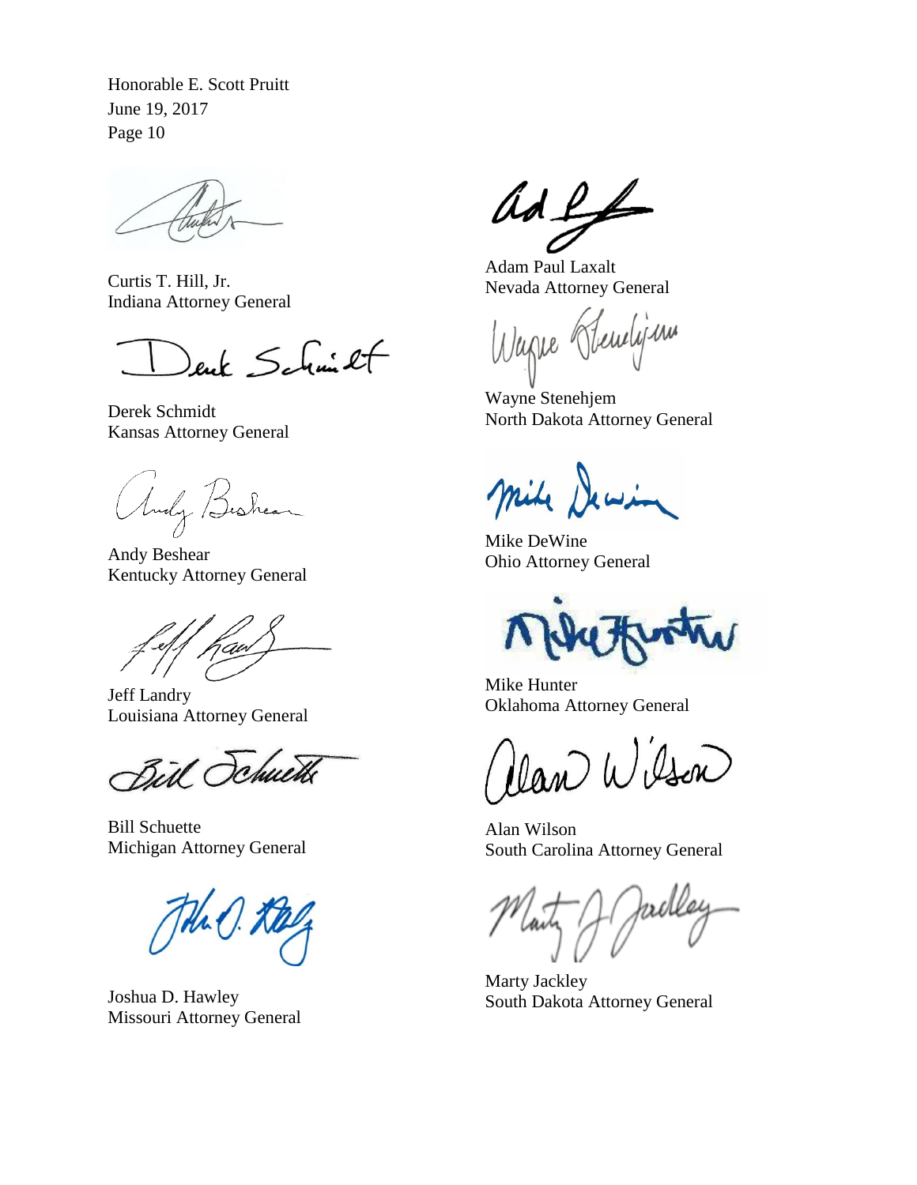Curtis T. Hill, Jr.
Indiana Attorney General

Derek Schmidt
Kansas Attorney General

Andy Beshear
Kentucky Attorney General

Jeff Landry
Louisiana Attorney General

Bill Schuette
Michigan Attorney General

Joshua D. Hawley
Missouri Attorney General

Adam Paul Laxalt
Nevada Attorney General

Wayne Stenehjem
North Dakota Attorney General

Mike DeWine
Ohio Attorney General

Mike Hunter
Oklahoma Attorney General

Alan Wilson
South Carolina Attorney General

Marty Jackley
South Dakota Attorney General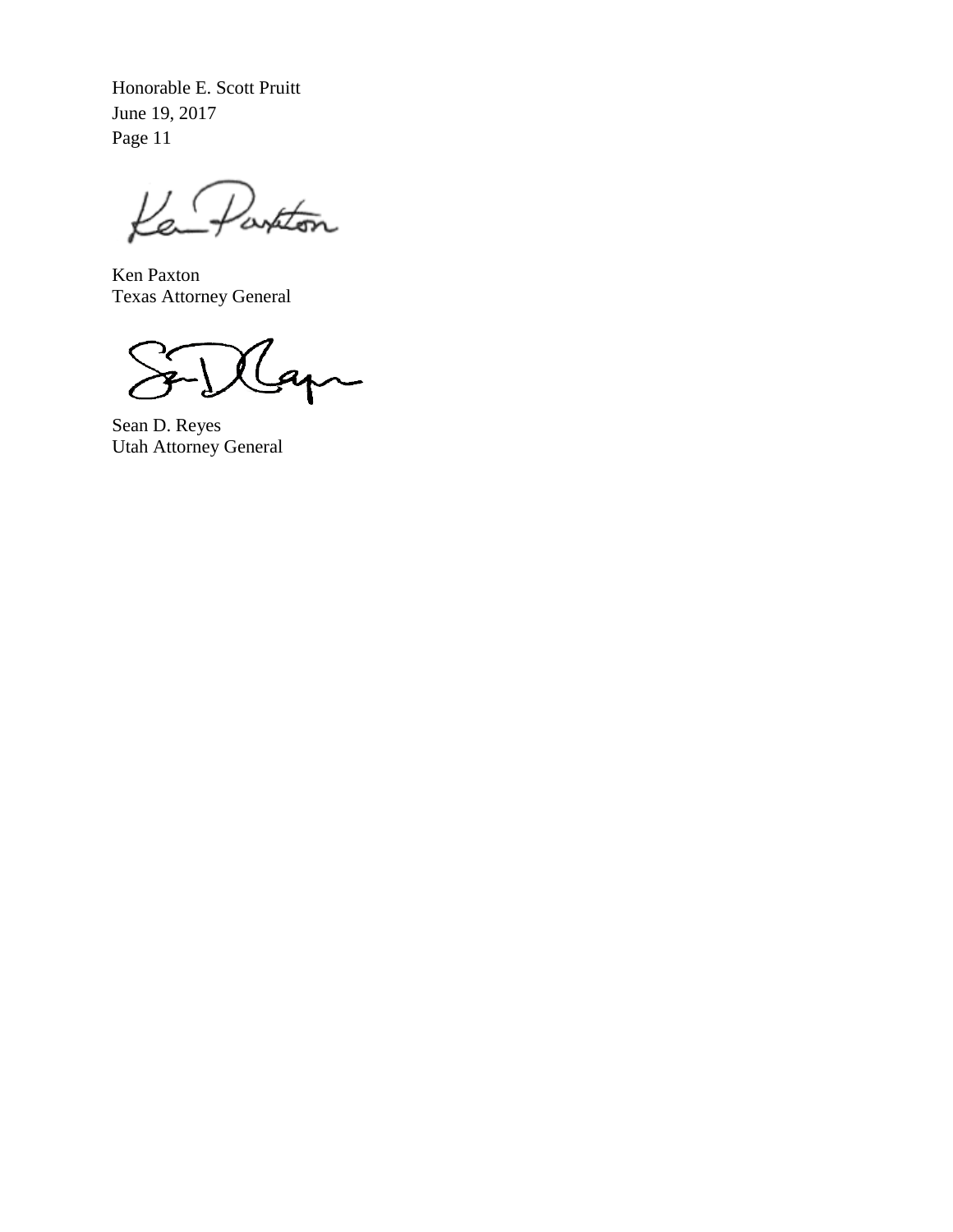Ken Paxton
Texas Attorney General

Sean D. Reyes
Utah Attorney General